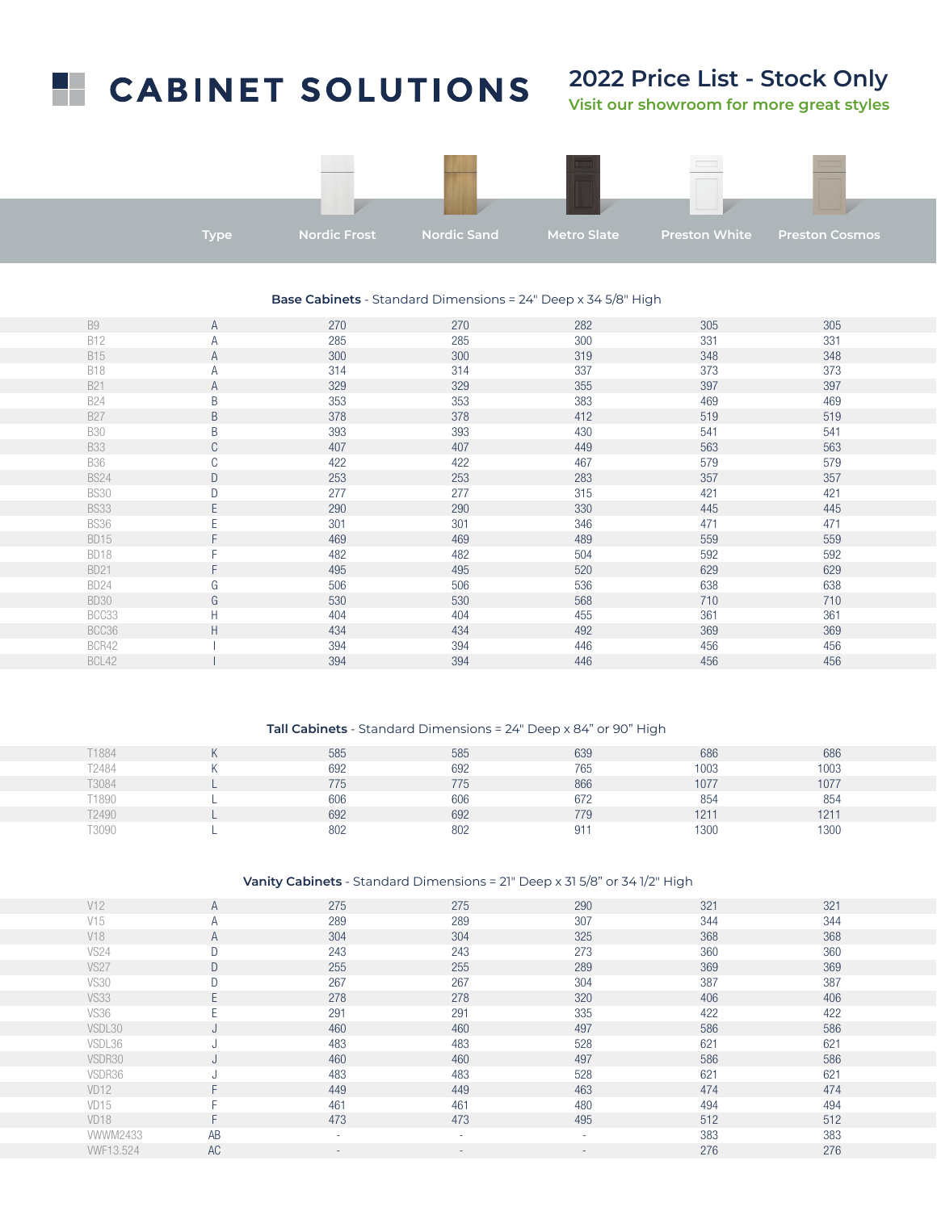# CABINET SOLUTIONS

## 2022 Price List - Stock Only

Visit our showroom for more great styles

| | Type | Nordic Frost | Nordic Sand | Metro Slate | Preston White | Preston Cosmos |
|---|---|---|---|---|---|---|

**Base Cabinets** - Standard Dimensions = 24" Deep x 34 5/8" High

| | Type | Nordic Frost | Nordic Sand | Metro Slate | Preston White | Preston Cosmos |
|---|---|---|---|---|---|---|
| B9 | A | 270 | 270 | 282 | 305 | 305 |
| B12 | A | 285 | 285 | 300 | 331 | 331 |
| B15 | A | 300 | 300 | 319 | 348 | 348 |
| B18 | A | 314 | 314 | 337 | 373 | 373 |
| B21 | A | 329 | 329 | 355 | 397 | 397 |
| B24 | B | 353 | 353 | 383 | 469 | 469 |
| B27 | B | 378 | 378 | 412 | 519 | 519 |
| B30 | B | 393 | 393 | 430 | 541 | 541 |
| B33 | C | 407 | 407 | 449 | 563 | 563 |
| B36 | C | 422 | 422 | 467 | 579 | 579 |
| BS24 | D | 253 | 253 | 283 | 357 | 357 |
| BS30 | D | 277 | 277 | 315 | 421 | 421 |
| BS33 | E | 290 | 290 | 330 | 445 | 445 |
| BS36 | E | 301 | 301 | 346 | 471 | 471 |
| BD15 | F | 469 | 469 | 489 | 559 | 559 |
| BD18 | F | 482 | 482 | 504 | 592 | 592 |
| BD21 | F | 495 | 495 | 520 | 629 | 629 |
| BD24 | G | 506 | 506 | 536 | 638 | 638 |
| BD30 | G | 530 | 530 | 568 | 710 | 710 |
| BCC33 | H | 404 | 404 | 455 | 361 | 361 |
| BCC36 | H | 434 | 434 | 492 | 369 | 369 |
| BCR42 | I | 394 | 394 | 446 | 456 | 456 |
| BCL42 | I | 394 | 394 | 446 | 456 | 456 |

**Tall Cabinets** - Standard Dimensions = 24" Deep x 84" or 90" High

| | Type | Nordic Frost | Nordic Sand | Metro Slate | Preston White | Preston Cosmos |
|---|---|---|---|---|---|---|
| T1884 | K | 585 | 585 | 639 | 686 | 686 |
| T2484 | K | 692 | 692 | 765 | 1003 | 1003 |
| T3084 | L | 775 | 775 | 866 | 1077 | 1077 |
| T1890 | L | 606 | 606 | 672 | 854 | 854 |
| T2490 | L | 692 | 692 | 779 | 1211 | 1211 |
| T3090 | L | 802 | 802 | 911 | 1300 | 1300 |

**Vanity Cabinets** - Standard Dimensions = 21" Deep x 31 5/8" or 34 1/2" High

| | Type | Nordic Frost | Nordic Sand | Metro Slate | Preston White | Preston Cosmos |
|---|---|---|---|---|---|---|
| V12 | A | 275 | 275 | 290 | 321 | 321 |
| V15 | A | 289 | 289 | 307 | 344 | 344 |
| V18 | A | 304 | 304 | 325 | 368 | 368 |
| VS24 | D | 243 | 243 | 273 | 360 | 360 |
| VS27 | D | 255 | 255 | 289 | 369 | 369 |
| VS30 | D | 267 | 267 | 304 | 387 | 387 |
| VS33 | E | 278 | 278 | 320 | 406 | 406 |
| VS36 | E | 291 | 291 | 335 | 422 | 422 |
| VSDL30 | J | 460 | 460 | 497 | 586 | 586 |
| VSDL36 | J | 483 | 483 | 528 | 621 | 621 |
| VSDR30 | J | 460 | 460 | 497 | 586 | 586 |
| VSDR36 | J | 483 | 483 | 528 | 621 | 621 |
| VD12 | F | 449 | 449 | 463 | 474 | 474 |
| VD15 | F | 461 | 461 | 480 | 494 | 494 |
| VD18 | F | 473 | 473 | 495 | 512 | 512 |
| VWWM2433 | AB | - | - | - | 383 | 383 |
| VWF13.524 | AC | - | - | - | 276 | 276 |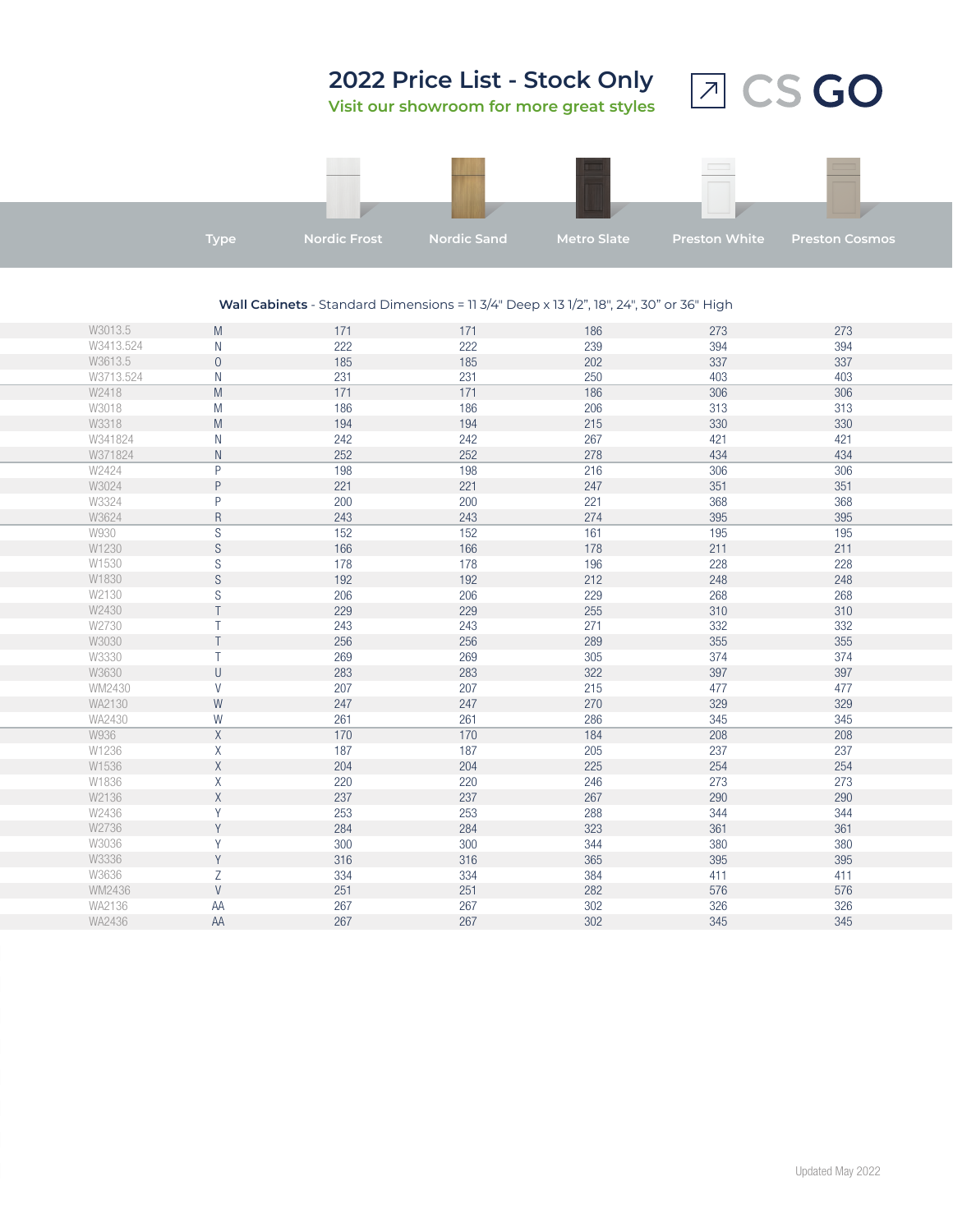# 2022 Price List - Stock Only

**Visit our showroom for more great styles**

CS GO

**Wall Cabinets** - Standard Dimensions = 11 3/4" Deep x 13 1/2", 18", 24", 30" or 36" High

| | Type | Nordic Frost | Nordic Sand | Metro Slate | Preston White | Preston Cosmos |
|---|---|---|---|---|---|---|
| W3013.5 | M | 171 | 171 | 186 | 273 | 273 |
| W3413.524 | N | 222 | 222 | 239 | 394 | 394 |
| W3613.5 | O | 185 | 185 | 202 | 337 | 337 |
| W3713.524 | N | 231 | 231 | 250 | 403 | 403 |
| W2418 | M | 171 | 171 | 186 | 306 | 306 |
| W3018 | M | 186 | 186 | 206 | 313 | 313 |
| W3318 | M | 194 | 194 | 215 | 330 | 330 |
| W341824 | N | 242 | 242 | 267 | 421 | 421 |
| W371824 | N | 252 | 252 | 278 | 434 | 434 |
| W2424 | P | 198 | 198 | 216 | 306 | 306 |
| W3024 | P | 221 | 221 | 247 | 351 | 351 |
| W3324 | P | 200 | 200 | 221 | 368 | 368 |
| W3624 | R | 243 | 243 | 274 | 395 | 395 |
| W930 | S | 152 | 152 | 161 | 195 | 195 |
| W1230 | S | 166 | 166 | 178 | 211 | 211 |
| W1530 | S | 178 | 178 | 196 | 228 | 228 |
| W1830 | S | 192 | 192 | 212 | 248 | 248 |
| W2130 | S | 206 | 206 | 229 | 268 | 268 |
| W2430 | T | 229 | 229 | 255 | 310 | 310 |
| W2730 | T | 243 | 243 | 271 | 332 | 332 |
| W3030 | T | 256 | 256 | 289 | 355 | 355 |
| W3330 | T | 269 | 269 | 305 | 374 | 374 |
| W3630 | U | 283 | 283 | 322 | 397 | 397 |
| WM2430 | V | 207 | 207 | 215 | 477 | 477 |
| WA2130 | W | 247 | 247 | 270 | 329 | 329 |
| WA2430 | W | 261 | 261 | 286 | 345 | 345 |
| W936 | X | 170 | 170 | 184 | 208 | 208 |
| W1236 | X | 187 | 187 | 205 | 237 | 237 |
| W1536 | X | 204 | 204 | 225 | 254 | 254 |
| W1836 | X | 220 | 220 | 246 | 273 | 273 |
| W2136 | X | 237 | 237 | 267 | 290 | 290 |
| W2436 | Y | 253 | 253 | 288 | 344 | 344 |
| W2736 | Y | 284 | 284 | 323 | 361 | 361 |
| W3036 | Y | 300 | 300 | 344 | 380 | 380 |
| W3336 | Y | 316 | 316 | 365 | 395 | 395 |
| W3636 | Z | 334 | 334 | 384 | 411 | 411 |
| WM2436 | V | 251 | 251 | 282 | 576 | 576 |
| WA2136 | AA | 267 | 267 | 302 | 326 | 326 |
| WA2436 | AA | 267 | 267 | 302 | 345 | 345 |

Updated May 2022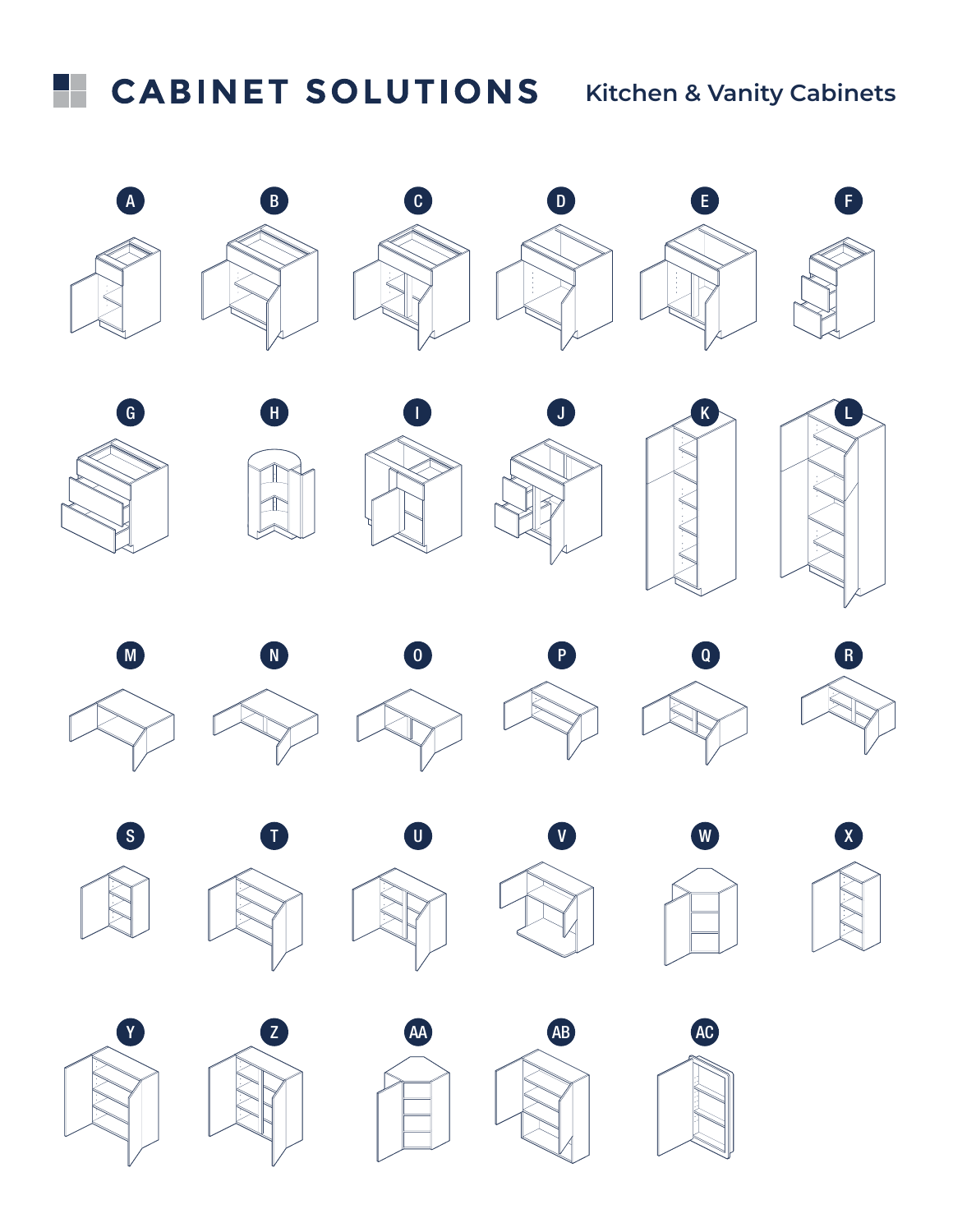# CABINET SOLUTIONS

## Kitchen & Vanity Cabinets

A

B

C

D

E

F

G

H

I

J

K

L

M

N

O

P

Q

R

S

T

U

V

W

X

Y

Z

AA

AB

AC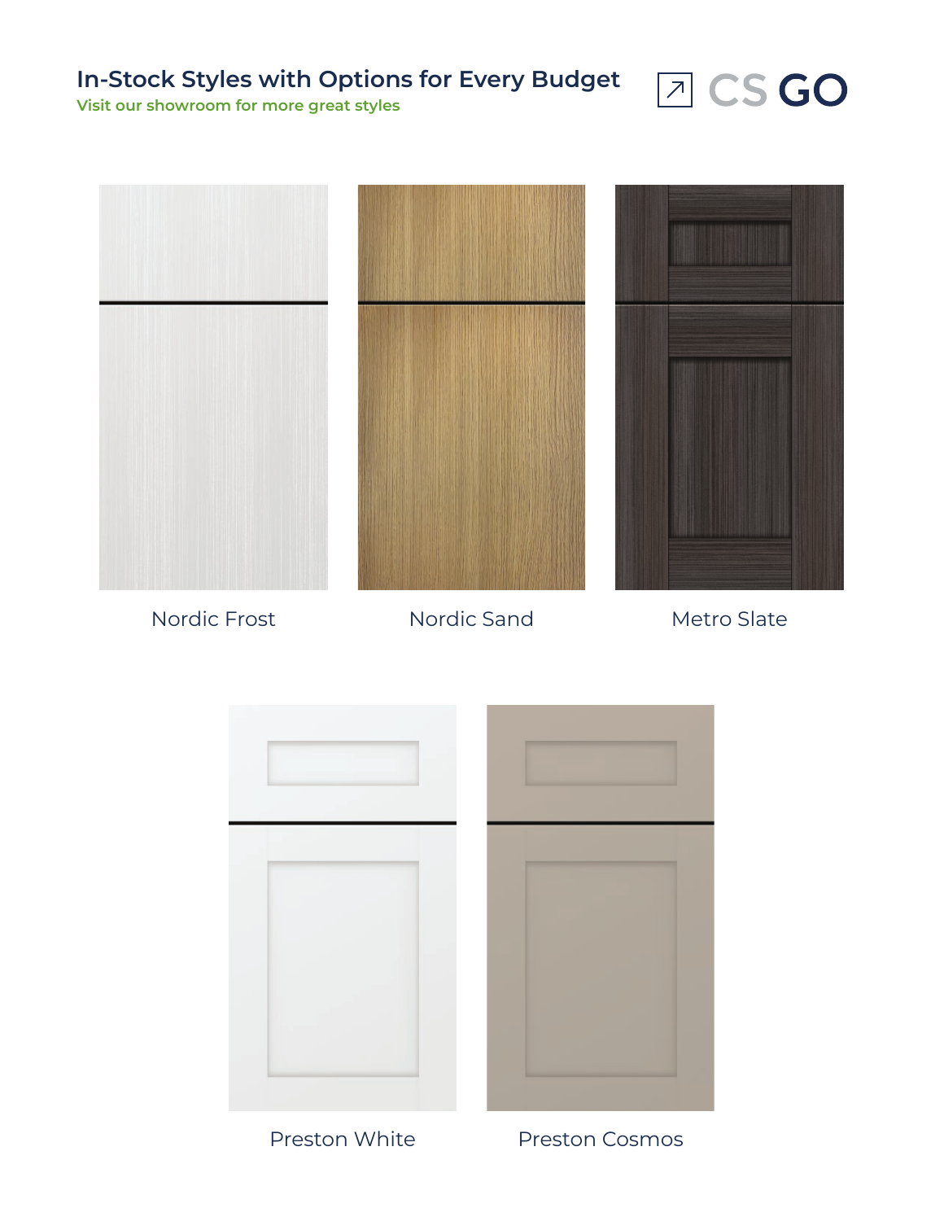## In-Stock Styles with Options for Every Budget

Visit our showroom for more great styles

CS GO

Nordic Frost

Nordic Sand

Metro Slate

Preston White

Preston Cosmos